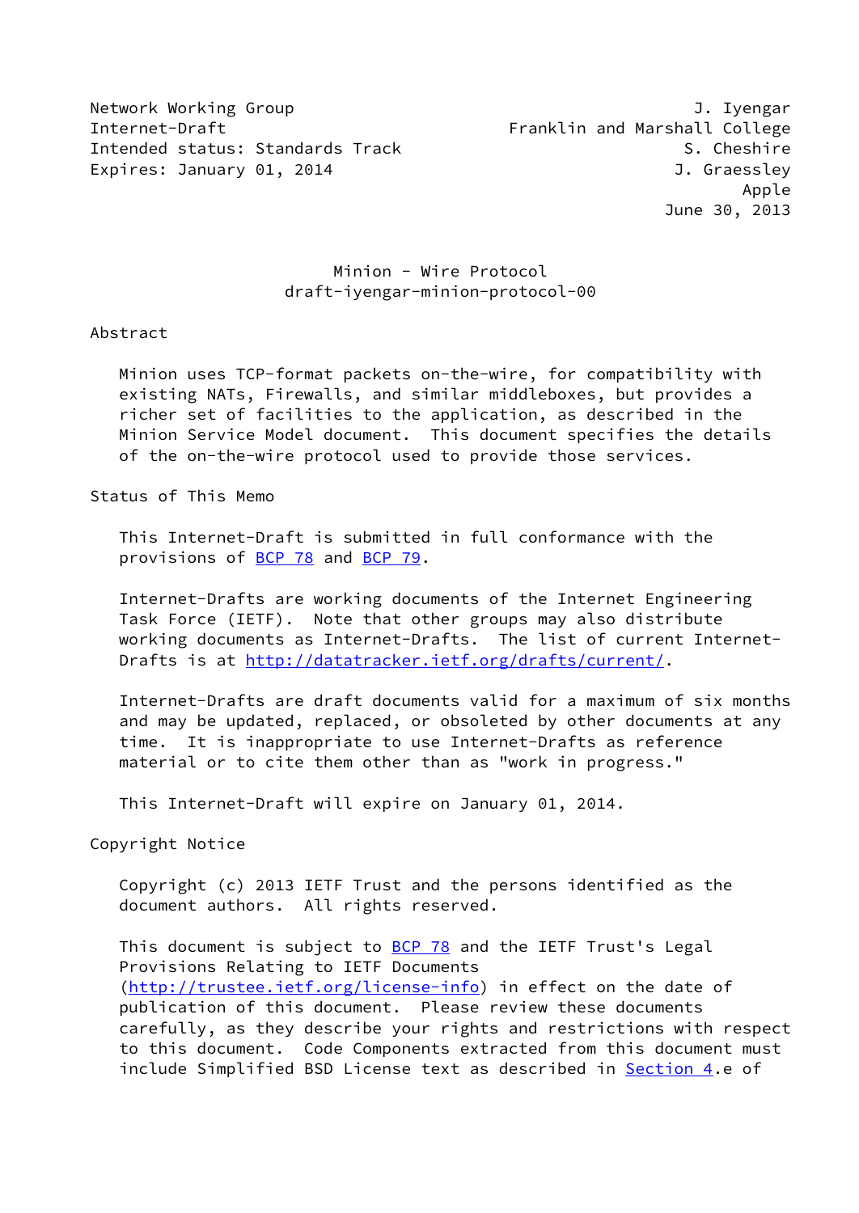Network Working Group J. Iyengar
Internet-Draft Franklin and Marshall College
Intended status: Standards Track S. Cheshire
Expires: January 01, 2014 J. Graessley
Apple
June 30, 2013

# Minion - Wire Protocol
draft-iyengar-minion-protocol-00

## Abstract

Minion uses TCP-format packets on-the-wire, for compatibility with existing NATs, Firewalls, and similar middleboxes, but provides a richer set of facilities to the application, as described in the Minion Service Model document. This document specifies the details of the on-the-wire protocol used to provide those services.

## Status of This Memo

This Internet-Draft is submitted in full conformance with the provisions of BCP 78 and BCP 79.

Internet-Drafts are working documents of the Internet Engineering Task Force (IETF). Note that other groups may also distribute working documents as Internet-Drafts. The list of current Internet-Drafts is at http://datatracker.ietf.org/drafts/current/.

Internet-Drafts are draft documents valid for a maximum of six months and may be updated, replaced, or obsoleted by other documents at any time. It is inappropriate to use Internet-Drafts as reference material or to cite them other than as "work in progress."

This Internet-Draft will expire on January 01, 2014.

## Copyright Notice

Copyright (c) 2013 IETF Trust and the persons identified as the document authors. All rights reserved.

This document is subject to BCP 78 and the IETF Trust's Legal Provisions Relating to IETF Documents (http://trustee.ietf.org/license-info) in effect on the date of publication of this document. Please review these documents carefully, as they describe your rights and restrictions with respect to this document. Code Components extracted from this document must include Simplified BSD License text as described in Section 4.e of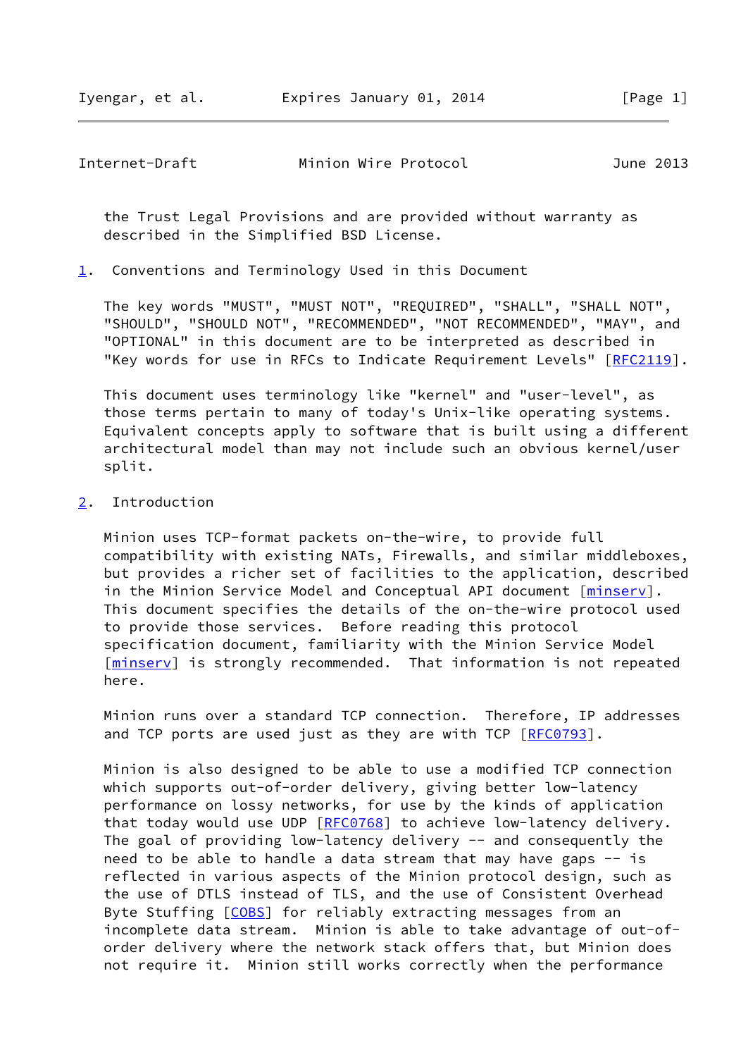the Trust Legal Provisions and are provided without warranty as described in the Simplified BSD License.

## 1. Conventions and Terminology Used in this Document

The key words "MUST", "MUST NOT", "REQUIRED", "SHALL", "SHALL NOT", "SHOULD", "SHOULD NOT", "RECOMMENDED", "NOT RECOMMENDED", "MAY", and "OPTIONAL" in this document are to be interpreted as described in "Key words for use in RFCs to Indicate Requirement Levels" [RFC2119].

This document uses terminology like "kernel" and "user-level", as those terms pertain to many of today's Unix-like operating systems. Equivalent concepts apply to software that is built using a different architectural model than may not include such an obvious kernel/user split.

## 2. Introduction

Minion uses TCP-format packets on-the-wire, to provide full compatibility with existing NATs, Firewalls, and similar middleboxes, but provides a richer set of facilities to the application, described in the Minion Service Model and Conceptual API document [minserv]. This document specifies the details of the on-the-wire protocol used to provide those services. Before reading this protocol specification document, familiarity with the Minion Service Model [minserv] is strongly recommended. That information is not repeated here.

Minion runs over a standard TCP connection. Therefore, IP addresses and TCP ports are used just as they are with TCP [RFC0793].

Minion is also designed to be able to use a modified TCP connection which supports out-of-order delivery, giving better low-latency performance on lossy networks, for use by the kinds of application that today would use UDP [RFC0768] to achieve low-latency delivery. The goal of providing low-latency delivery -- and consequently the need to be able to handle a data stream that may have gaps -- is reflected in various aspects of the Minion protocol design, such as the use of DTLS instead of TLS, and the use of Consistent Overhead Byte Stuffing [COBS] for reliably extracting messages from an incomplete data stream. Minion is able to take advantage of out-of-order delivery where the network stack offers that, but Minion does not require it. Minion still works correctly when the performance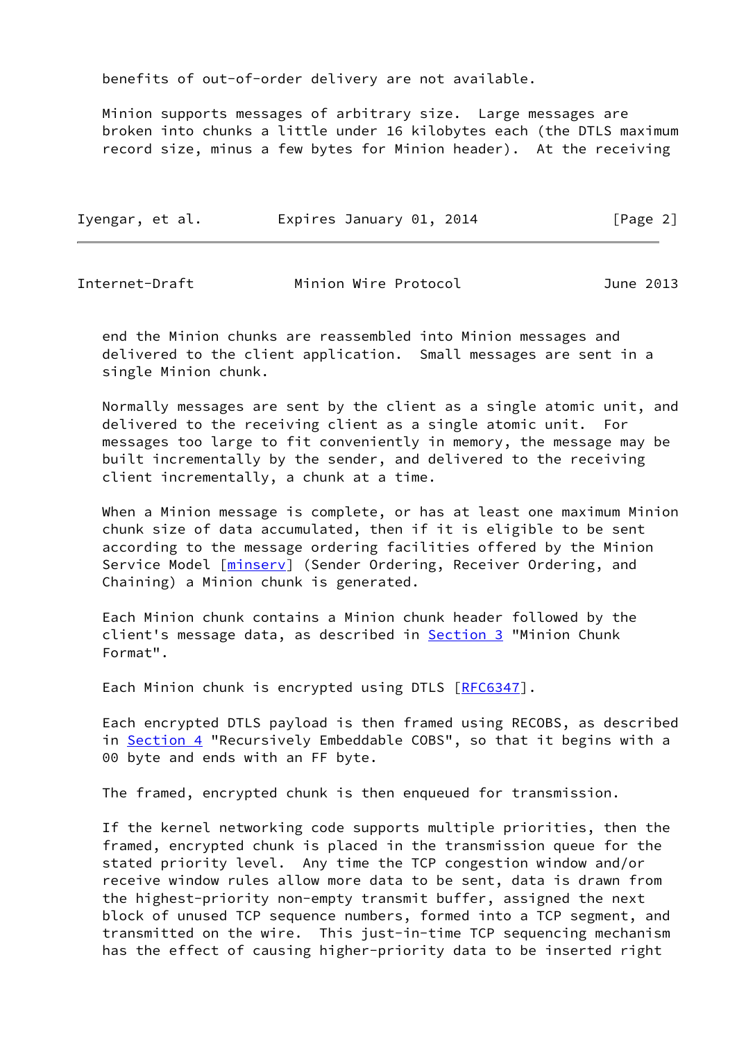benefits of out-of-order delivery are not available.

Minion supports messages of arbitrary size. Large messages are broken into chunks a little under 16 kilobytes each (the DTLS maximum record size, minus a few bytes for Minion header). At the receiving end the Minion chunks are reassembled into Minion messages and delivered to the client application. Small messages are sent in a single Minion chunk.

Normally messages are sent by the client as a single atomic unit, and delivered to the receiving client as a single atomic unit. For messages too large to fit conveniently in memory, the message may be built incrementally by the sender, and delivered to the receiving client incrementally, a chunk at a time.

When a Minion message is complete, or has at least one maximum Minion chunk size of data accumulated, then if it is eligible to be sent according to the message ordering facilities offered by the Minion Service Model [minserv] (Sender Ordering, Receiver Ordering, and Chaining) a Minion chunk is generated.

Each Minion chunk contains a Minion chunk header followed by the client's message data, as described in Section 3 "Minion Chunk Format".

Each Minion chunk is encrypted using DTLS [RFC6347].

Each encrypted DTLS payload is then framed using RECOBS, as described in Section 4 "Recursively Embeddable COBS", so that it begins with a 00 byte and ends with an FF byte.

The framed, encrypted chunk is then enqueued for transmission.

If the kernel networking code supports multiple priorities, then the framed, encrypted chunk is placed in the transmission queue for the stated priority level. Any time the TCP congestion window and/or receive window rules allow more data to be sent, data is drawn from the highest-priority non-empty transmit buffer, assigned the next block of unused TCP sequence numbers, formed into a TCP segment, and transmitted on the wire. This just-in-time TCP sequencing mechanism has the effect of causing higher-priority data to be inserted right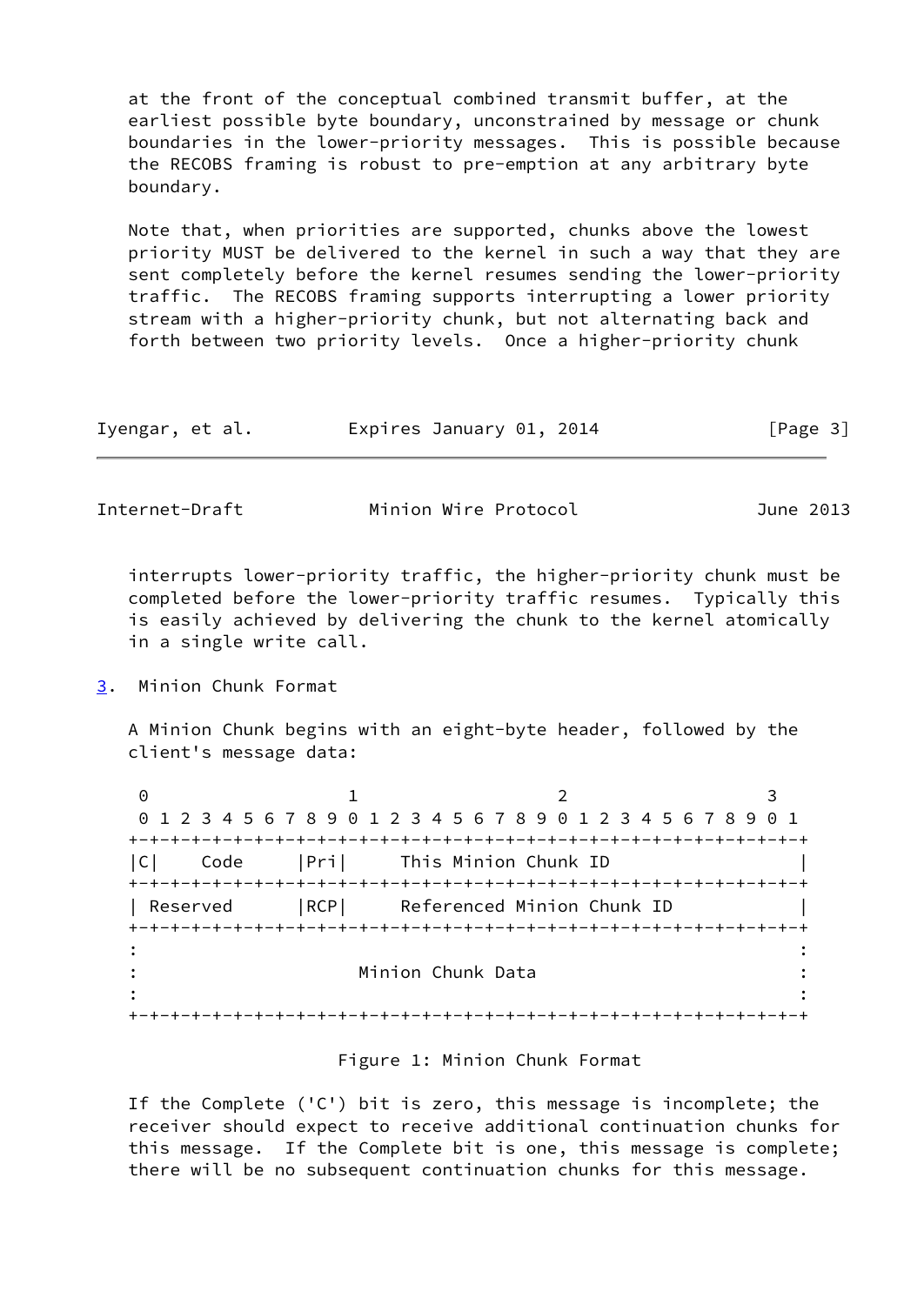at the front of the conceptual combined transmit buffer, at the earliest possible byte boundary, unconstrained by message or chunk boundaries in the lower-priority messages. This is possible because the RECOBS framing is robust to pre-emption at any arbitrary byte boundary.

Note that, when priorities are supported, chunks above the lowest priority MUST be delivered to the kernel in such a way that they are sent completely before the kernel resumes sending the lower-priority traffic. The RECOBS framing supports interrupting a lower priority stream with a higher-priority chunk, but not alternating back and forth between two priority levels. Once a higher-priority chunk interrupts lower-priority traffic, the higher-priority chunk must be completed before the lower-priority traffic resumes. Typically this is easily achieved by delivering the chunk to the kernel atomically in a single write call.

## 3. Minion Chunk Format

A Minion Chunk begins with an eight-byte header, followed by the client's message data:

```
 0                   1                   2                   3
 0 1 2 3 4 5 6 7 8 9 0 1 2 3 4 5 6 7 8 9 0 1 2 3 4 5 6 7 8 9 0 1
+-+-+-+-+-+-+-+-+-+-+-+-+-+-+-+-+-+-+-+-+-+-+-+-+-+-+-+-+-+-+-+-+
|C|    Code     |Pri|     This Minion Chunk ID                  |
+-+-+-+-+-+-+-+-+-+-+-+-+-+-+-+-+-+-+-+-+-+-+-+-+-+-+-+-+-+-+-+-+
| Reserved      |RCP|     Referenced Minion Chunk ID            |
+-+-+-+-+-+-+-+-+-+-+-+-+-+-+-+-+-+-+-+-+-+-+-+-+-+-+-+-+-+-+-+-+
:                                                               :
:                      Minion Chunk Data                        :
:                                                               :
+-+-+-+-+-+-+-+-+-+-+-+-+-+-+-+-+-+-+-+-+-+-+-+-+-+-+-+-+-+-+-+-+
```

Figure 1: Minion Chunk Format

If the Complete ('C') bit is zero, this message is incomplete; the receiver should expect to receive additional continuation chunks for this message. If the Complete bit is one, this message is complete; there will be no subsequent continuation chunks for this message.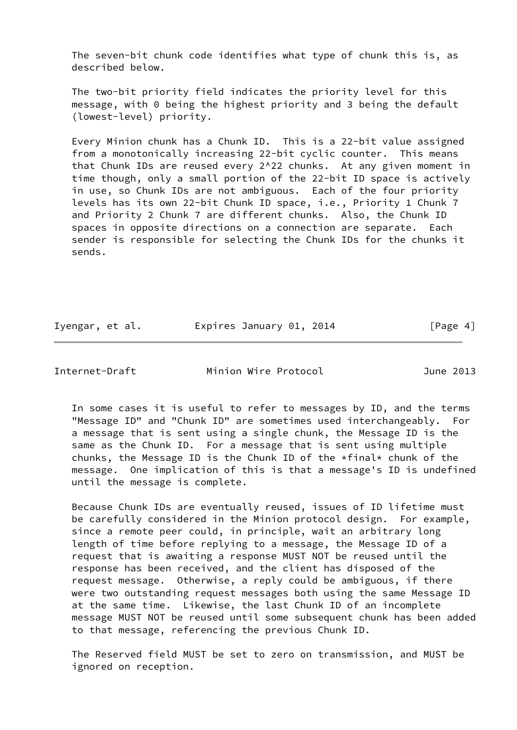The seven-bit chunk code identifies what type of chunk this is, as described below.

The two-bit priority field indicates the priority level for this message, with 0 being the highest priority and 3 being the default (lowest-level) priority.

Every Minion chunk has a Chunk ID. This is a 22-bit value assigned from a monotonically increasing 22-bit cyclic counter. This means that Chunk IDs are reused every $2^{22}$ chunks. At any given moment in time though, only a small portion of the 22-bit ID space is actively in use, so Chunk IDs are not ambiguous. Each of the four priority levels has its own 22-bit Chunk ID space, i.e., Priority 1 Chunk 7 and Priority 2 Chunk 7 are different chunks. Also, the Chunk ID spaces in opposite directions on a connection are separate. Each sender is responsible for selecting the Chunk IDs for the chunks it sends.

In some cases it is useful to refer to messages by ID, and the terms "Message ID" and "Chunk ID" are sometimes used interchangeably. For a message that is sent using a single chunk, the Message ID is the same as the Chunk ID. For a message that is sent using multiple chunks, the Message ID is the Chunk ID of the *final* chunk of the message. One implication of this is that a message's ID is undefined until the message is complete.

Because Chunk IDs are eventually reused, issues of ID lifetime must be carefully considered in the Minion protocol design. For example, since a remote peer could, in principle, wait an arbitrary long length of time before replying to a message, the Message ID of a request that is awaiting a response MUST NOT be reused until the response has been received, and the client has disposed of the request message. Otherwise, a reply could be ambiguous, if there were two outstanding request messages both using the same Message ID at the same time. Likewise, the last Chunk ID of an incomplete message MUST NOT be reused until some subsequent chunk has been added to that message, referencing the previous Chunk ID.

The Reserved field MUST be set to zero on transmission, and MUST be ignored on reception.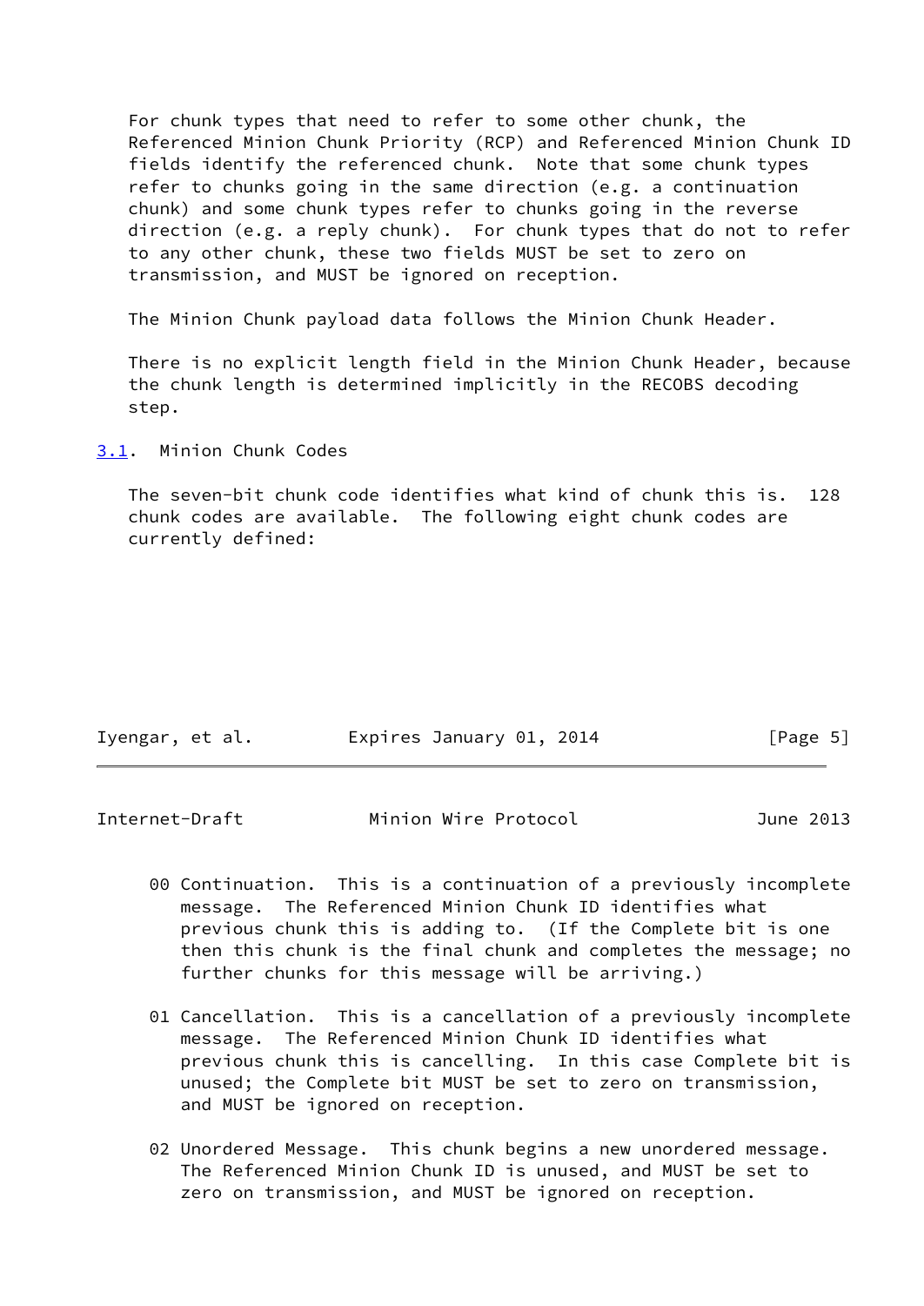For chunk types that need to refer to some other chunk, the Referenced Minion Chunk Priority (RCP) and Referenced Minion Chunk ID fields identify the referenced chunk. Note that some chunk types refer to chunks going in the same direction (e.g. a continuation chunk) and some chunk types refer to chunks going in the reverse direction (e.g. a reply chunk). For chunk types that do not to refer to any other chunk, these two fields MUST be set to zero on transmission, and MUST be ignored on reception.

The Minion Chunk payload data follows the Minion Chunk Header.

There is no explicit length field in the Minion Chunk Header, because the chunk length is determined implicitly in the RECOBS decoding step.

## 3.1. Minion Chunk Codes

The seven-bit chunk code identifies what kind of chunk this is. 128 chunk codes are available. The following eight chunk codes are currently defined:

- 00 Continuation. This is a continuation of a previously incomplete message. The Referenced Minion Chunk ID identifies what previous chunk this is adding to. (If the Complete bit is one then this chunk is the final chunk and completes the message; no further chunks for this message will be arriving.)

- 01 Cancellation. This is a cancellation of a previously incomplete message. The Referenced Minion Chunk ID identifies what previous chunk this is cancelling. In this case Complete bit is unused; the Complete bit MUST be set to zero on transmission, and MUST be ignored on reception.

- 02 Unordered Message. This chunk begins a new unordered message. The Referenced Minion Chunk ID is unused, and MUST be set to zero on transmission, and MUST be ignored on reception.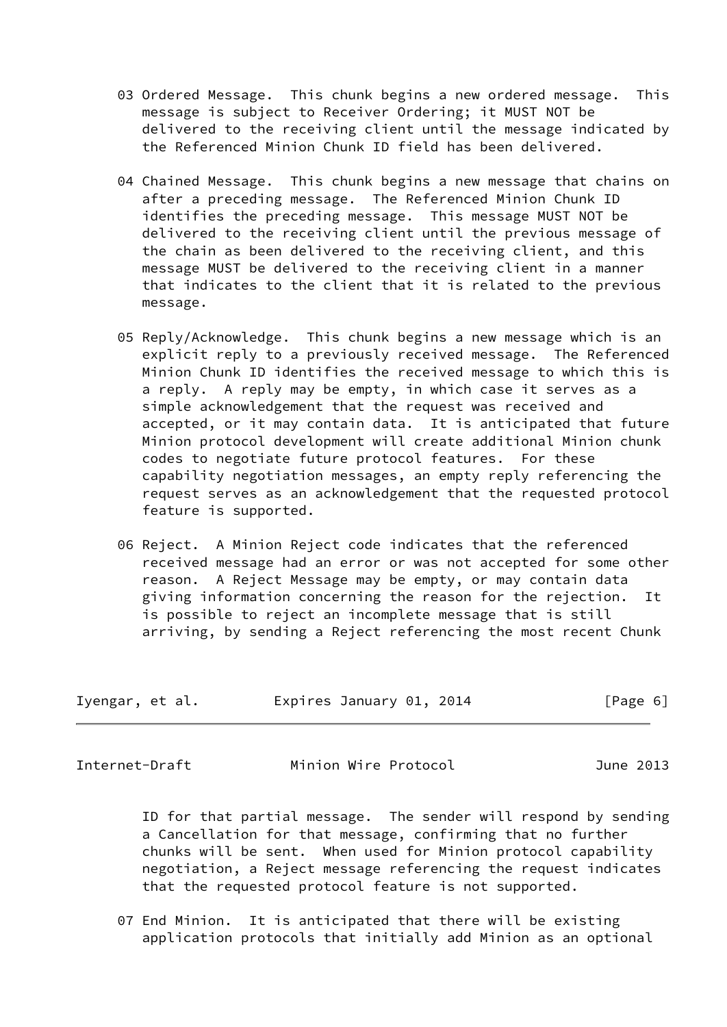03 Ordered Message. This chunk begins a new ordered message. This message is subject to Receiver Ordering; it MUST NOT be delivered to the receiving client until the message indicated by the Referenced Minion Chunk ID field has been delivered.

04 Chained Message. This chunk begins a new message that chains on after a preceding message. The Referenced Minion Chunk ID identifies the preceding message. This message MUST NOT be delivered to the receiving client until the previous message of the chain as been delivered to the receiving client, and this message MUST be delivered to the receiving client in a manner that indicates to the client that it is related to the previous message.

05 Reply/Acknowledge. This chunk begins a new message which is an explicit reply to a previously received message. The Referenced Minion Chunk ID identifies the received message to which this is a reply. A reply may be empty, in which case it serves as a simple acknowledgement that the request was received and accepted, or it may contain data. It is anticipated that future Minion protocol development will create additional Minion chunk codes to negotiate future protocol features. For these capability negotiation messages, an empty reply referencing the request serves as an acknowledgement that the requested protocol feature is supported.

06 Reject. A Minion Reject code indicates that the referenced received message had an error or was not accepted for some other reason. A Reject Message may be empty, or may contain data giving information concerning the reason for the rejection. It is possible to reject an incomplete message that is still arriving, by sending a Reject referencing the most recent Chunk ID for that partial message. The sender will respond by sending a Cancellation for that message, confirming that no further chunks will be sent. When used for Minion protocol capability negotiation, a Reject message referencing the request indicates that the requested protocol feature is not supported.

07 End Minion. It is anticipated that there will be existing application protocols that initially add Minion as an optional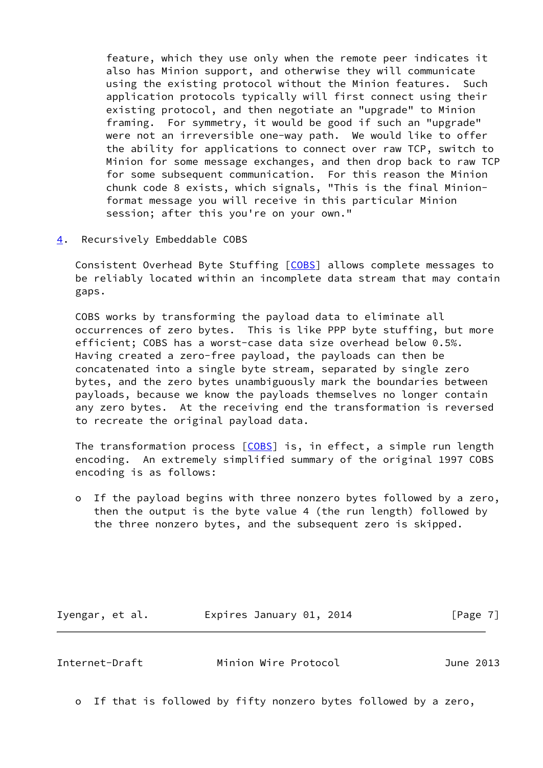feature, which they use only when the remote peer indicates it also has Minion support, and otherwise they will communicate using the existing protocol without the Minion features. Such application protocols typically will first connect using their existing protocol, and then negotiate an "upgrade" to Minion framing. For symmetry, it would be good if such an "upgrade" were not an irreversible one-way path. We would like to offer the ability for applications to connect over raw TCP, switch to Minion for some message exchanges, and then drop back to raw TCP for some subsequent communication. For this reason the Minion chunk code 8 exists, which signals, "This is the final Minion-format message you will receive in this particular Minion session; after this you're on your own."

## 4. Recursively Embeddable COBS

Consistent Overhead Byte Stuffing [COBS] allows complete messages to be reliably located within an incomplete data stream that may contain gaps.

COBS works by transforming the payload data to eliminate all occurrences of zero bytes. This is like PPP byte stuffing, but more efficient; COBS has a worst-case data size overhead below 0.5%. Having created a zero-free payload, the payloads can then be concatenated into a single byte stream, separated by single zero bytes, and the zero bytes unambiguously mark the boundaries between payloads, because we know the payloads themselves no longer contain any zero bytes. At the receiving end the transformation is reversed to recreate the original payload data.

The transformation process [COBS] is, in effect, a simple run length encoding. An extremely simplified summary of the original 1997 COBS encoding is as follows:

- If the payload begins with three nonzero bytes followed by a zero, then the output is the byte value 4 (the run length) followed by the three nonzero bytes, and the subsequent zero is skipped.

- If that is followed by fifty nonzero bytes followed by a zero,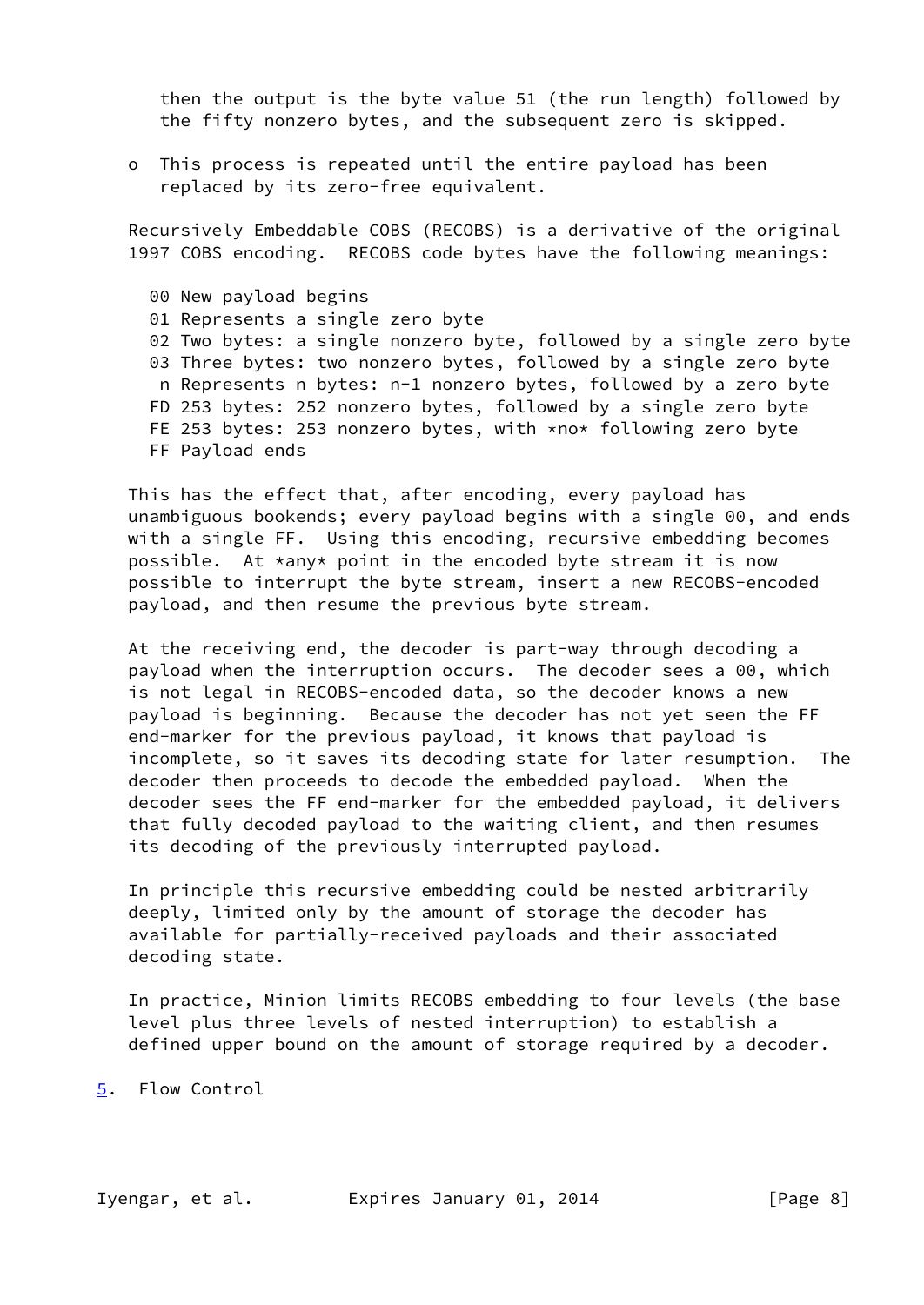then the output is the byte value 51 (the run length) followed by the fifty nonzero bytes, and the subsequent zero is skipped.

- This process is repeated until the entire payload has been replaced by its zero-free equivalent.

Recursively Embeddable COBS (RECOBS) is a derivative of the original 1997 COBS encoding. RECOBS code bytes have the following meanings:

```
00 New payload begins
01 Represents a single zero byte
02 Two bytes: a single nonzero byte, followed by a single zero byte
03 Three bytes: two nonzero bytes, followed by a single zero byte
 n Represents n bytes: n-1 nonzero bytes, followed by a zero byte
FD 253 bytes: 252 nonzero bytes, followed by a single zero byte
FE 253 bytes: 253 nonzero bytes, with *no* following zero byte
FF Payload ends
```

This has the effect that, after encoding, every payload has unambiguous bookends; every payload begins with a single 00, and ends with a single FF. Using this encoding, recursive embedding becomes possible. At *any* point in the encoded byte stream it is now possible to interrupt the byte stream, insert a new RECOBS-encoded payload, and then resume the previous byte stream.

At the receiving end, the decoder is part-way through decoding a payload when the interruption occurs. The decoder sees a 00, which is not legal in RECOBS-encoded data, so the decoder knows a new payload is beginning. Because the decoder has not yet seen the FF end-marker for the previous payload, it knows that payload is incomplete, so it saves its decoding state for later resumption. The decoder then proceeds to decode the embedded payload. When the decoder sees the FF end-marker for the embedded payload, it delivers that fully decoded payload to the waiting client, and then resumes its decoding of the previously interrupted payload.

In principle this recursive embedding could be nested arbitrarily deeply, limited only by the amount of storage the decoder has available for partially-received payloads and their associated decoding state.

In practice, Minion limits RECOBS embedding to four levels (the base level plus three levels of nested interruption) to establish a defined upper bound on the amount of storage required by a decoder.

## 5. Flow Control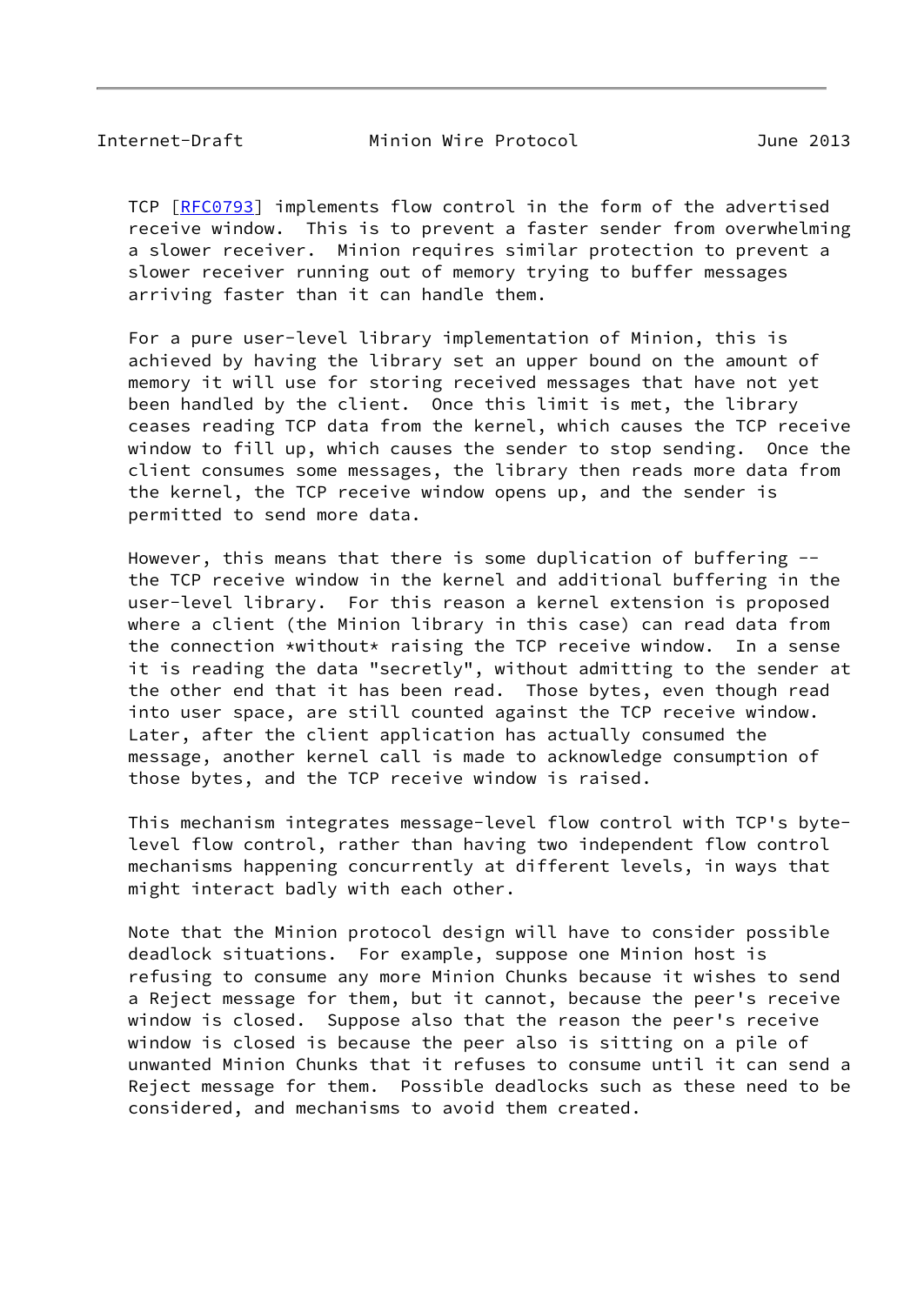TCP [RFC0793] implements flow control in the form of the advertised receive window. This is to prevent a faster sender from overwhelming a slower receiver. Minion requires similar protection to prevent a slower receiver running out of memory trying to buffer messages arriving faster than it can handle them.

For a pure user-level library implementation of Minion, this is achieved by having the library set an upper bound on the amount of memory it will use for storing received messages that have not yet been handled by the client. Once this limit is met, the library ceases reading TCP data from the kernel, which causes the TCP receive window to fill up, which causes the sender to stop sending. Once the client consumes some messages, the library then reads more data from the kernel, the TCP receive window opens up, and the sender is permitted to send more data.

However, this means that there is some duplication of buffering -- the TCP receive window in the kernel and additional buffering in the user-level library. For this reason a kernel extension is proposed where a client (the Minion library in this case) can read data from the connection *without* raising the TCP receive window. In a sense it is reading the data "secretly", without admitting to the sender at the other end that it has been read. Those bytes, even though read into user space, are still counted against the TCP receive window. Later, after the client application has actually consumed the message, another kernel call is made to acknowledge consumption of those bytes, and the TCP receive window is raised.

This mechanism integrates message-level flow control with TCP's byte-level flow control, rather than having two independent flow control mechanisms happening concurrently at different levels, in ways that might interact badly with each other.

Note that the Minion protocol design will have to consider possible deadlock situations. For example, suppose one Minion host is refusing to consume any more Minion Chunks because it wishes to send a Reject message for them, but it cannot, because the peer's receive window is closed. Suppose also that the reason the peer's receive window is closed is because the peer also is sitting on a pile of unwanted Minion Chunks that it refuses to consume until it can send a Reject message for them. Possible deadlocks such as these need to be considered, and mechanisms to avoid them created.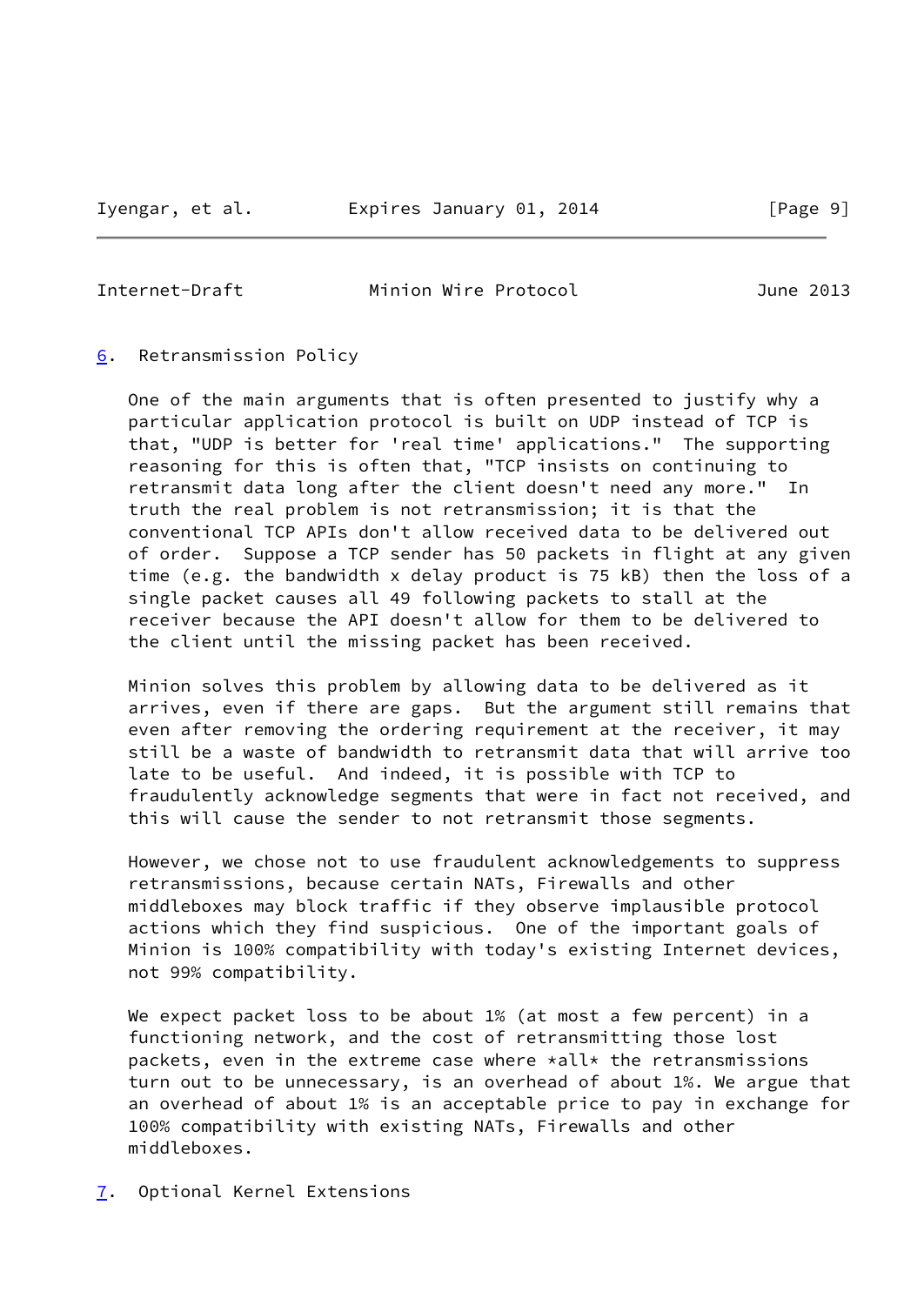## 6. Retransmission Policy

One of the main arguments that is often presented to justify why a particular application protocol is built on UDP instead of TCP is that, "UDP is better for 'real time' applications." The supporting reasoning for this is often that, "TCP insists on continuing to retransmit data long after the client doesn't need any more." In truth the real problem is not retransmission; it is that the conventional TCP APIs don't allow received data to be delivered out of order. Suppose a TCP sender has 50 packets in flight at any given time (e.g. the bandwidth x delay product is 75 kB) then the loss of a single packet causes all 49 following packets to stall at the receiver because the API doesn't allow for them to be delivered to the client until the missing packet has been received.

Minion solves this problem by allowing data to be delivered as it arrives, even if there are gaps. But the argument still remains that even after removing the ordering requirement at the receiver, it may still be a waste of bandwidth to retransmit data that will arrive too late to be useful. And indeed, it is possible with TCP to fraudulently acknowledge segments that were in fact not received, and this will cause the sender to not retransmit those segments.

However, we chose not to use fraudulent acknowledgements to suppress retransmissions, because certain NATs, Firewalls and other middleboxes may block traffic if they observe implausible protocol actions which they find suspicious. One of the important goals of Minion is 100% compatibility with today's existing Internet devices, not 99% compatibility.

We expect packet loss to be about 1% (at most a few percent) in a functioning network, and the cost of retransmitting those lost packets, even in the extreme case where *all* the retransmissions turn out to be unnecessary, is an overhead of about 1%. We argue that an overhead of about 1% is an acceptable price to pay in exchange for 100% compatibility with existing NATs, Firewalls and other middleboxes.

## 7. Optional Kernel Extensions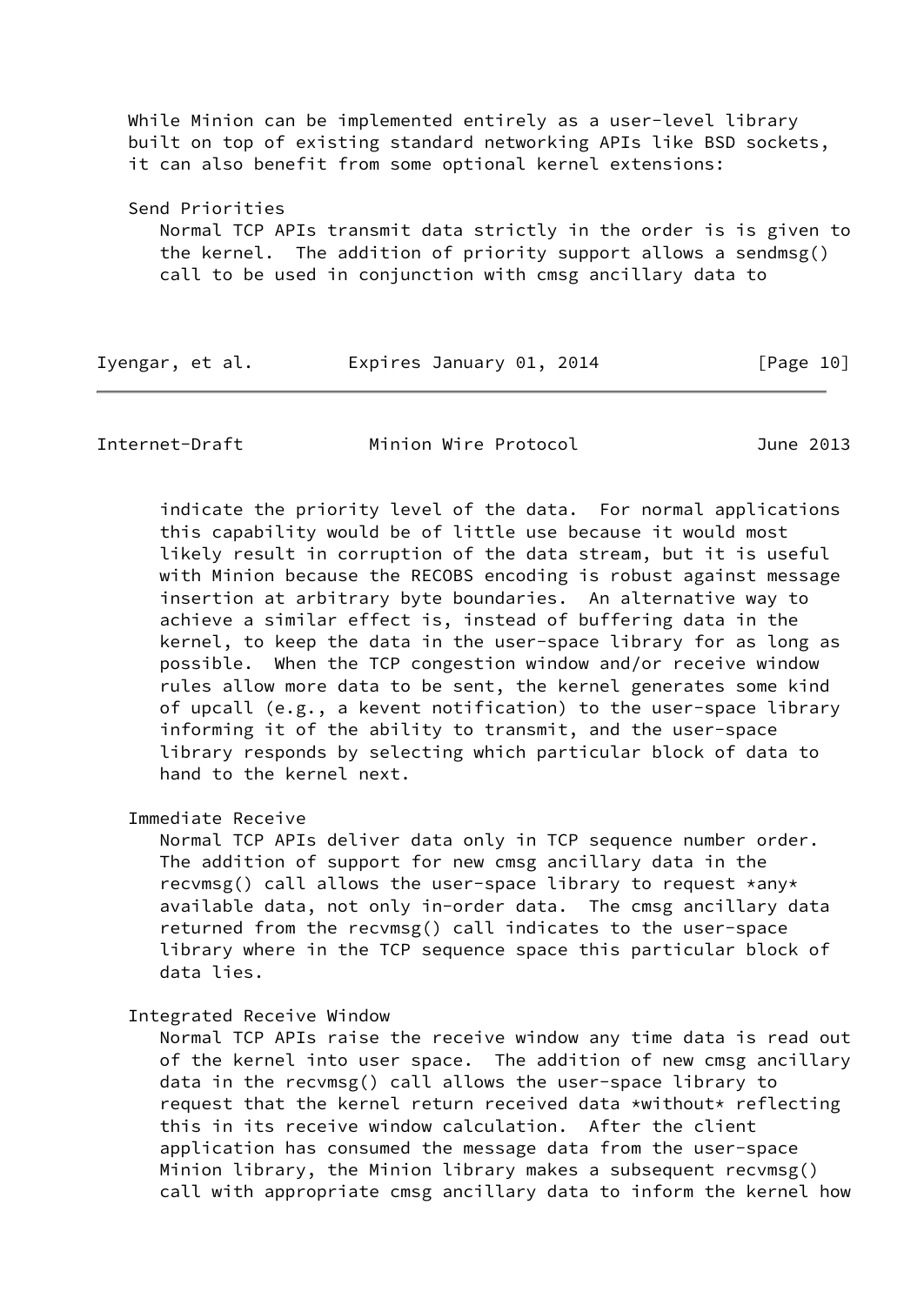While Minion can be implemented entirely as a user-level library built on top of existing standard networking APIs like BSD sockets, it can also benefit from some optional kernel extensions:

Send Priorities
: Normal TCP APIs transmit data strictly in the order is is given to the kernel. The addition of priority support allows a sendmsg() call to be used in conjunction with cmsg ancillary data to indicate the priority level of the data. For normal applications this capability would be of little use because it would most likely result in corruption of the data stream, but it is useful with Minion because the RECOBS encoding is robust against message insertion at arbitrary byte boundaries. An alternative way to achieve a similar effect is, instead of buffering data in the kernel, to keep the data in the user-space library for as long as possible. When the TCP congestion window and/or receive window rules allow more data to be sent, the kernel generates some kind of upcall (e.g., a kevent notification) to the user-space library informing it of the ability to transmit, and the user-space library responds by selecting which particular block of data to hand to the kernel next.

Immediate Receive
: Normal TCP APIs deliver data only in TCP sequence number order. The addition of support for new cmsg ancillary data in the recvmsg() call allows the user-space library to request *any* available data, not only in-order data. The cmsg ancillary data returned from the recvmsg() call indicates to the user-space library where in the TCP sequence space this particular block of data lies.

Integrated Receive Window
: Normal TCP APIs raise the receive window any time data is read out of the kernel into user space. The addition of new cmsg ancillary data in the recvmsg() call allows the user-space library to request that the kernel return received data *without* reflecting this in its receive window calculation. After the client application has consumed the message data from the user-space Minion library, the Minion library makes a subsequent recvmsg() call with appropriate cmsg ancillary data to inform the kernel how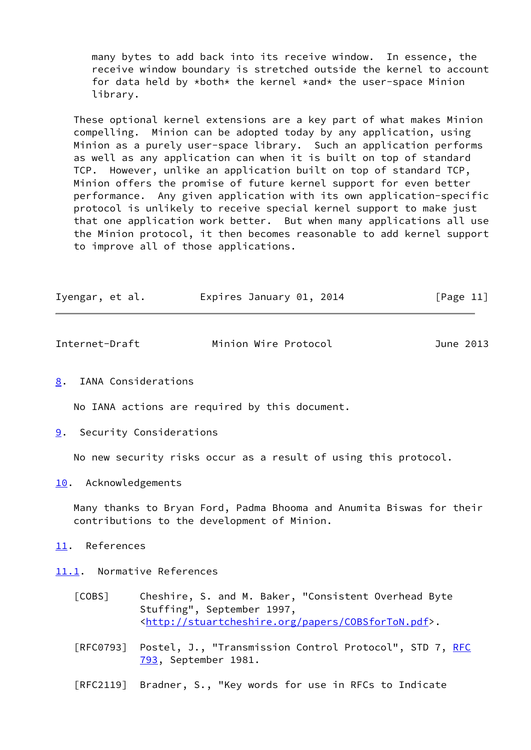many bytes to add back into its receive window. In essence, the receive window boundary is stretched outside the kernel to account for data held by *both* the kernel *and* the user-space Minion library.

These optional kernel extensions are a key part of what makes Minion compelling. Minion can be adopted today by any application, using Minion as a purely user-space library. Such an application performs as well as any application can when it is built on top of standard TCP. However, unlike an application built on top of standard TCP, Minion offers the promise of future kernel support for even better performance. Any given application with its own application-specific protocol is unlikely to receive special kernel support to make just that one application work better. But when many applications all use the Minion protocol, it then becomes reasonable to add kernel support to improve all of those applications.

## 8. IANA Considerations

No IANA actions are required by this document.

## 9. Security Considerations

No new security risks occur as a result of using this protocol.

## 10. Acknowledgements

Many thanks to Bryan Ford, Padma Bhooma and Anumita Biswas for their contributions to the development of Minion.

## 11. References

### 11.1. Normative References

[COBS] Cheshire, S. and M. Baker, "Consistent Overhead Byte Stuffing", September 1997, <http://stuartcheshire.org/papers/COBSforToN.pdf>.

[RFC0793] Postel, J., "Transmission Control Protocol", STD 7, RFC 793, September 1981.

[RFC2119] Bradner, S., "Key words for use in RFCs to Indicate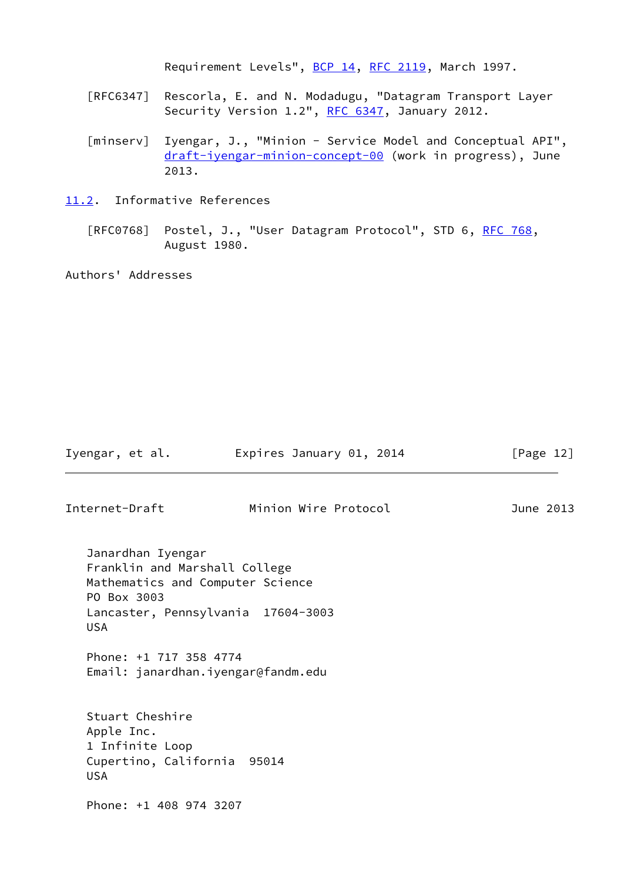Requirement Levels", BCP 14, RFC 2119, March 1997.

[RFC6347] Rescorla, E. and N. Modadugu, "Datagram Transport Layer Security Version 1.2", RFC 6347, January 2012.

[minserv] Iyengar, J., "Minion - Service Model and Conceptual API", draft-iyengar-minion-concept-00 (work in progress), June 2013.

## 11.2. Informative References

[RFC0768] Postel, J., "User Datagram Protocol", STD 6, RFC 768, August 1980.

## Authors' Addresses

Janardhan Iyengar
Franklin and Marshall College
Mathematics and Computer Science
PO Box 3003
Lancaster, Pennsylvania 17604-3003
USA

Phone: +1 717 358 4774
Email: janardhan.iyengar@fandm.edu

Stuart Cheshire
Apple Inc.
1 Infinite Loop
Cupertino, California 95014
USA

Phone: +1 408 974 3207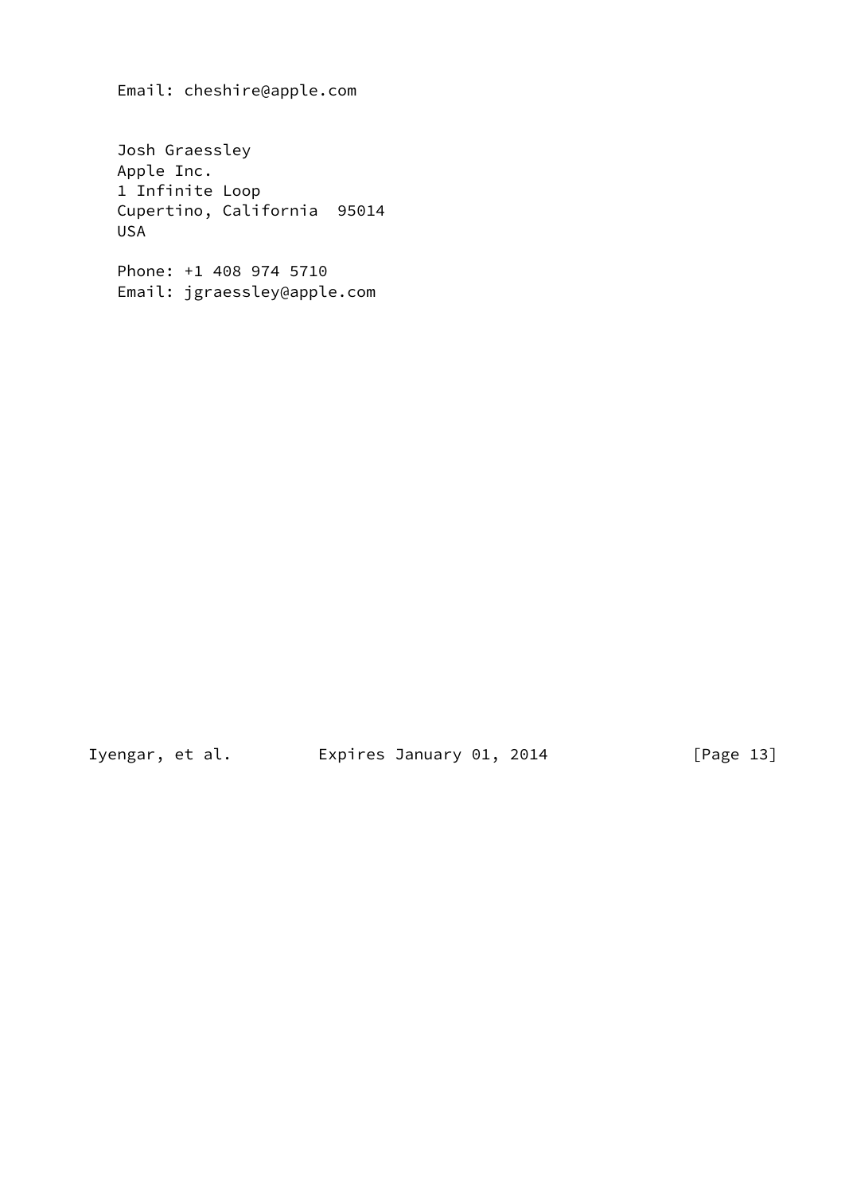Email: cheshire@apple.com

Josh Graessley
Apple Inc.
1 Infinite Loop
Cupertino, California  95014
USA

Phone: +1 408 974 5710
Email: jgraessley@apple.com